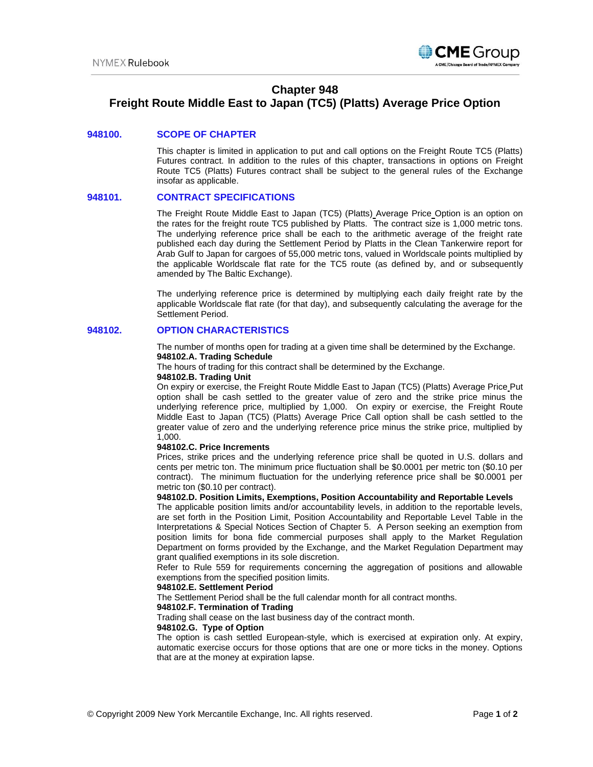# Chapter 948
# Freight Route Middle East to Japan (TC5) (Platts) Average Price Option

## 948100. SCOPE OF CHAPTER

This chapter is limited in application to put and call options on the Freight Route TC5 (Platts) Futures contract. In addition to the rules of this chapter, transactions in options on Freight Route TC5 (Platts) Futures contract shall be subject to the general rules of the Exchange insofar as applicable.

## 948101. CONTRACT SPECIFICATIONS

The Freight Route Middle East to Japan (TC5) (Platts) Average Price Option is an option on the rates for the freight route TC5 published by Platts. The contract size is 1,000 metric tons. The underlying reference price shall be each to the arithmetic average of the freight rate published each day during the Settlement Period by Platts in the Clean Tankerwire report for Arab Gulf to Japan for cargoes of 55,000 metric tons, valued in Worldscale points multiplied by the applicable Worldscale flat rate for the TC5 route (as defined by, and or subsequently amended by The Baltic Exchange).

The underlying reference price is determined by multiplying each daily freight rate by the applicable Worldscale flat rate (for that day), and subsequently calculating the average for the Settlement Period.

## 948102. OPTION CHARACTERISTICS

The number of months open for trading at a given time shall be determined by the Exchange.

**948102.A. Trading Schedule**

The hours of trading for this contract shall be determined by the Exchange.

**948102.B. Trading Unit**

On expiry or exercise, the Freight Route Middle East to Japan (TC5) (Platts) Average Price Put option shall be cash settled to the greater value of zero and the strike price minus the underlying reference price, multiplied by 1,000. On expiry or exercise, the Freight Route Middle East to Japan (TC5) (Platts) Average Price Call option shall be cash settled to the greater value of zero and the underlying reference price minus the strike price, multiplied by 1,000.

**948102.C. Price Increments**

Prices, strike prices and the underlying reference price shall be quoted in U.S. dollars and cents per metric ton. The minimum price fluctuation shall be $0.0001 per metric ton ($0.10 per contract). The minimum fluctuation for the underlying reference price shall be $0.0001 per metric ton ($0.10 per contract).

**948102.D. Position Limits, Exemptions, Position Accountability and Reportable Levels**

The applicable position limits and/or accountability levels, in addition to the reportable levels, are set forth in the Position Limit, Position Accountability and Reportable Level Table in the Interpretations & Special Notices Section of Chapter 5. A Person seeking an exemption from position limits for bona fide commercial purposes shall apply to the Market Regulation Department on forms provided by the Exchange, and the Market Regulation Department may grant qualified exemptions in its sole discretion.

Refer to Rule 559 for requirements concerning the aggregation of positions and allowable exemptions from the specified position limits.

**948102.E. Settlement Period**

The Settlement Period shall be the full calendar month for all contract months.

**948102.F. Termination of Trading**

Trading shall cease on the last business day of the contract month.

**948102.G. Type of Option**

The option is cash settled European-style, which is exercised at expiration only. At expiry, automatic exercise occurs for those options that are one or more ticks in the money. Options that are at the money at expiration lapse.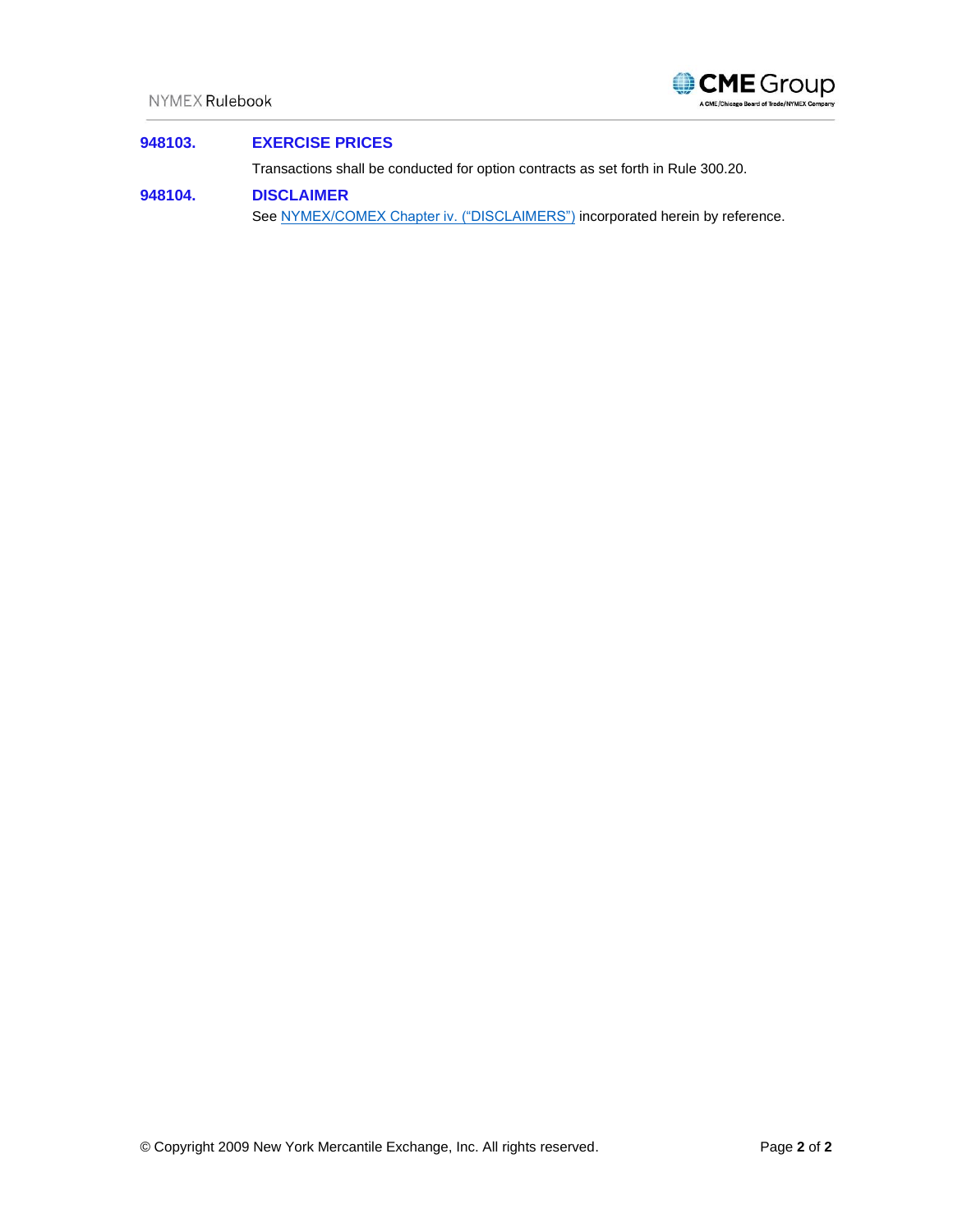### 948103. EXERCISE PRICES

Transactions shall be conducted for option contracts as set forth in Rule 300.20.

### 948104. DISCLAIMER

See NYMEX/COMEX Chapter iv. ("DISCLAIMERS") incorporated herein by reference.